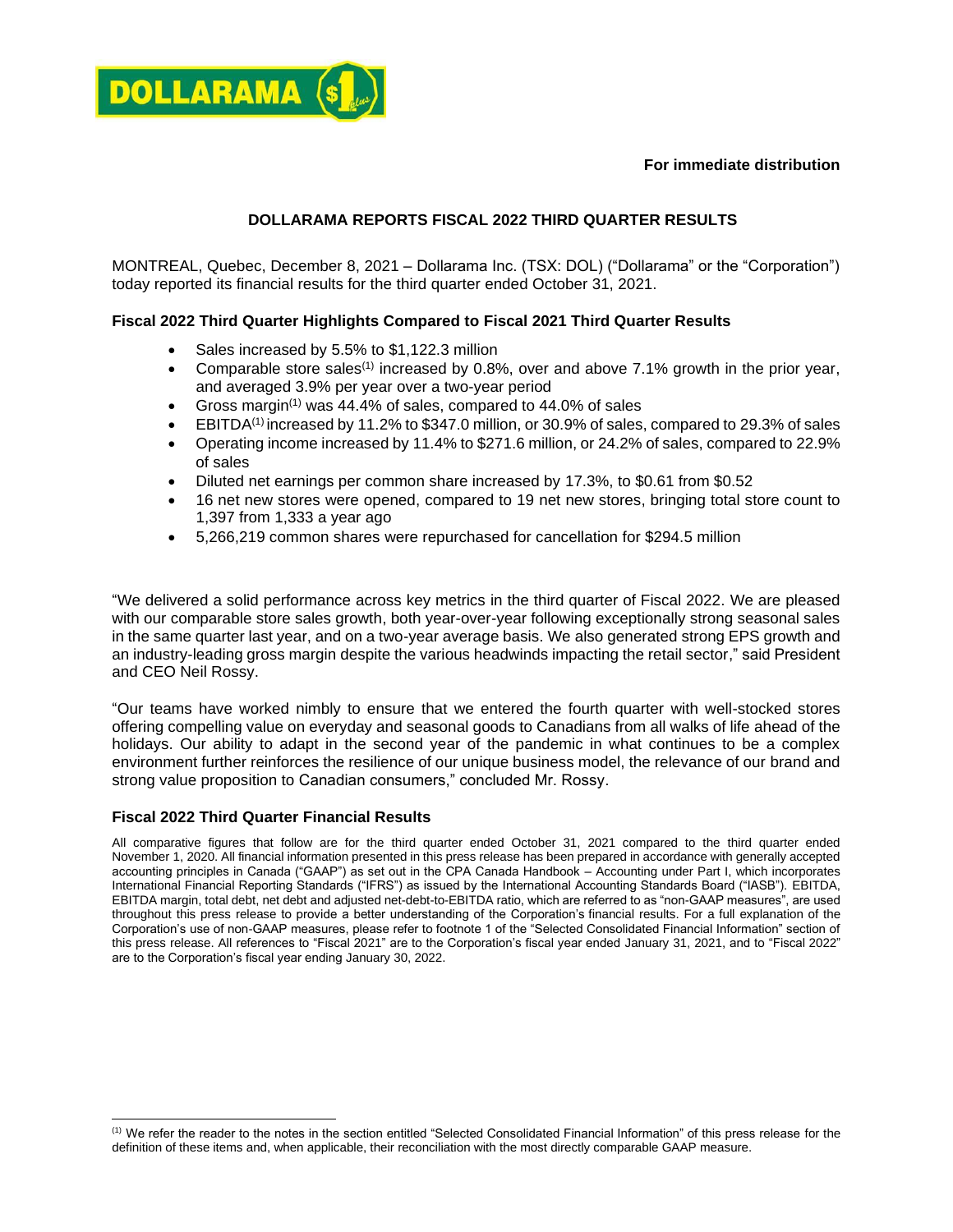**For immediate distribution**

# DOLLARAMA REPORTS FISCAL 2022 THIRD QUARTER RESULTS

MONTREAL, Quebec, December 8, 2021 – Dollarama Inc. (TSX: DOL) ("Dollarama" or the "Corporation") today reported its financial results for the third quarter ended October 31, 2021.

## Fiscal 2022 Third Quarter Highlights Compared to Fiscal 2021 Third Quarter Results

- Sales increased by 5.5% to $1,122.3 million
- Comparable store sales[1] increased by 0.8%, over and above 7.1% growth in the prior year, and averaged 3.9% per year over a two-year period
- Gross margin[1] was 44.4% of sales, compared to 44.0% of sales
- EBITDA[1] increased by 11.2% to $347.0 million, or 30.9% of sales, compared to 29.3% of sales
- Operating income increased by 11.4% to $271.6 million, or 24.2% of sales, compared to 22.9% of sales
- Diluted net earnings per common share increased by 17.3%, to $0.61 from $0.52
- 16 net new stores were opened, compared to 19 net new stores, bringing total store count to 1,397 from 1,333 a year ago
- 5,266,219 common shares were repurchased for cancellation for $294.5 million

"We delivered a solid performance across key metrics in the third quarter of Fiscal 2022. We are pleased with our comparable store sales growth, both year-over-year following exceptionally strong seasonal sales in the same quarter last year, and on a two-year average basis. We also generated strong EPS growth and an industry-leading gross margin despite the various headwinds impacting the retail sector," said President and CEO Neil Rossy.

"Our teams have worked nimbly to ensure that we entered the fourth quarter with well-stocked stores offering compelling value on everyday and seasonal goods to Canadians from all walks of life ahead of the holidays. Our ability to adapt in the second year of the pandemic in what continues to be a complex environment further reinforces the resilience of our unique business model, the relevance of our brand and strong value proposition to Canadian consumers," concluded Mr. Rossy.

## Fiscal 2022 Third Quarter Financial Results

All comparative figures that follow are for the third quarter ended October 31, 2021 compared to the third quarter ended November 1, 2020. All financial information presented in this press release has been prepared in accordance with generally accepted accounting principles in Canada ("GAAP") as set out in the CPA Canada Handbook – Accounting under Part I, which incorporates International Financial Reporting Standards ("IFRS") as issued by the International Accounting Standards Board ("IASB"). EBITDA, EBITDA margin, total debt, net debt and adjusted net-debt-to-EBITDA ratio, which are referred to as "non-GAAP measures", are used throughout this press release to provide a better understanding of the Corporation's financial results. For a full explanation of the Corporation's use of non-GAAP measures, please refer to footnote 1 of the "Selected Consolidated Financial Information" section of this press release. All references to "Fiscal 2021" are to the Corporation's fiscal year ended January 31, 2021, and to "Fiscal 2022" are to the Corporation's fiscal year ending January 30, 2022.

[1] We refer the reader to the notes in the section entitled "Selected Consolidated Financial Information" of this press release for the definition of these items and, when applicable, their reconciliation with the most directly comparable GAAP measure.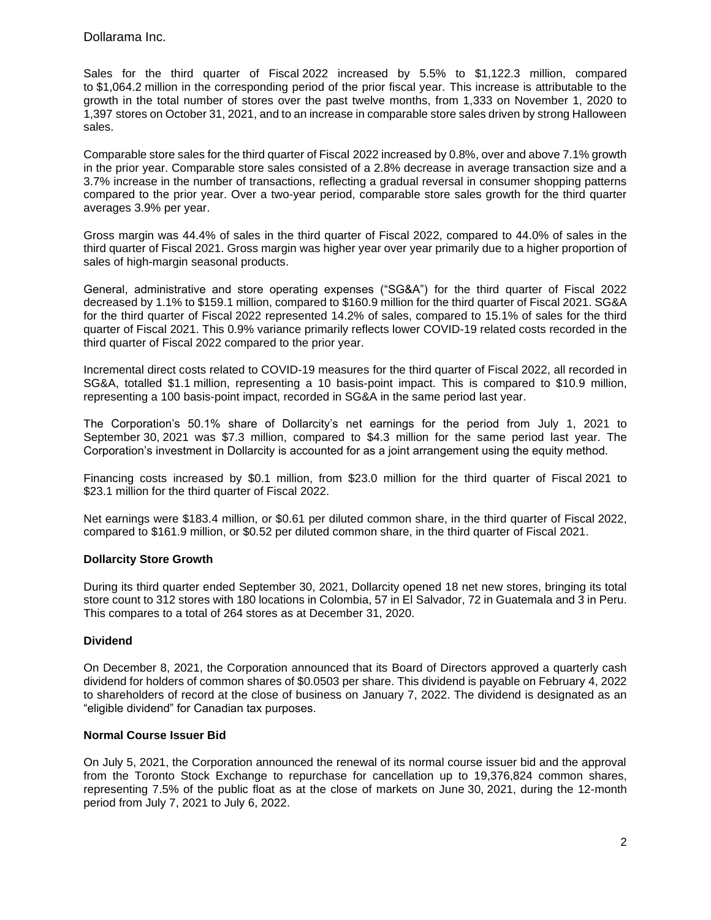Sales for the third quarter of Fiscal 2022 increased by 5.5% to $1,122.3 million, compared to $1,064.2 million in the corresponding period of the prior fiscal year. This increase is attributable to the growth in the total number of stores over the past twelve months, from 1,333 on November 1, 2020 to 1,397 stores on October 31, 2021, and to an increase in comparable store sales driven by strong Halloween sales.

Comparable store sales for the third quarter of Fiscal 2022 increased by 0.8%, over and above 7.1% growth in the prior year. Comparable store sales consisted of a 2.8% decrease in average transaction size and a 3.7% increase in the number of transactions, reflecting a gradual reversal in consumer shopping patterns compared to the prior year. Over a two-year period, comparable store sales growth for the third quarter averages 3.9% per year.

Gross margin was 44.4% of sales in the third quarter of Fiscal 2022, compared to 44.0% of sales in the third quarter of Fiscal 2021. Gross margin was higher year over year primarily due to a higher proportion of sales of high-margin seasonal products.

General, administrative and store operating expenses ("SG&A") for the third quarter of Fiscal 2022 decreased by 1.1% to $159.1 million, compared to $160.9 million for the third quarter of Fiscal 2021. SG&A for the third quarter of Fiscal 2022 represented 14.2% of sales, compared to 15.1% of sales for the third quarter of Fiscal 2021. This 0.9% variance primarily reflects lower COVID-19 related costs recorded in the third quarter of Fiscal 2022 compared to the prior year.

Incremental direct costs related to COVID-19 measures for the third quarter of Fiscal 2022, all recorded in SG&A, totalled $1.1 million, representing a 10 basis-point impact. This is compared to $10.9 million, representing a 100 basis-point impact, recorded in SG&A in the same period last year.

The Corporation's 50.1% share of Dollarcity's net earnings for the period from July 1, 2021 to September 30, 2021 was $7.3 million, compared to $4.3 million for the same period last year. The Corporation's investment in Dollarcity is accounted for as a joint arrangement using the equity method.

Financing costs increased by $0.1 million, from $23.0 million for the third quarter of Fiscal 2021 to $23.1 million for the third quarter of Fiscal 2022.

Net earnings were $183.4 million, or $0.61 per diluted common share, in the third quarter of Fiscal 2022, compared to $161.9 million, or $0.52 per diluted common share, in the third quarter of Fiscal 2021.

**Dollarcity Store Growth**

During its third quarter ended September 30, 2021, Dollarcity opened 18 net new stores, bringing its total store count to 312 stores with 180 locations in Colombia, 57 in El Salvador, 72 in Guatemala and 3 in Peru. This compares to a total of 264 stores as at December 31, 2020.

**Dividend**

On December 8, 2021, the Corporation announced that its Board of Directors approved a quarterly cash dividend for holders of common shares of $0.0503 per share. This dividend is payable on February 4, 2022 to shareholders of record at the close of business on January 7, 2022. The dividend is designated as an "eligible dividend" for Canadian tax purposes.

**Normal Course Issuer Bid**

On July 5, 2021, the Corporation announced the renewal of its normal course issuer bid and the approval from the Toronto Stock Exchange to repurchase for cancellation up to 19,376,824 common shares, representing 7.5% of the public float as at the close of markets on June 30, 2021, during the 12-month period from July 7, 2021 to July 6, 2022.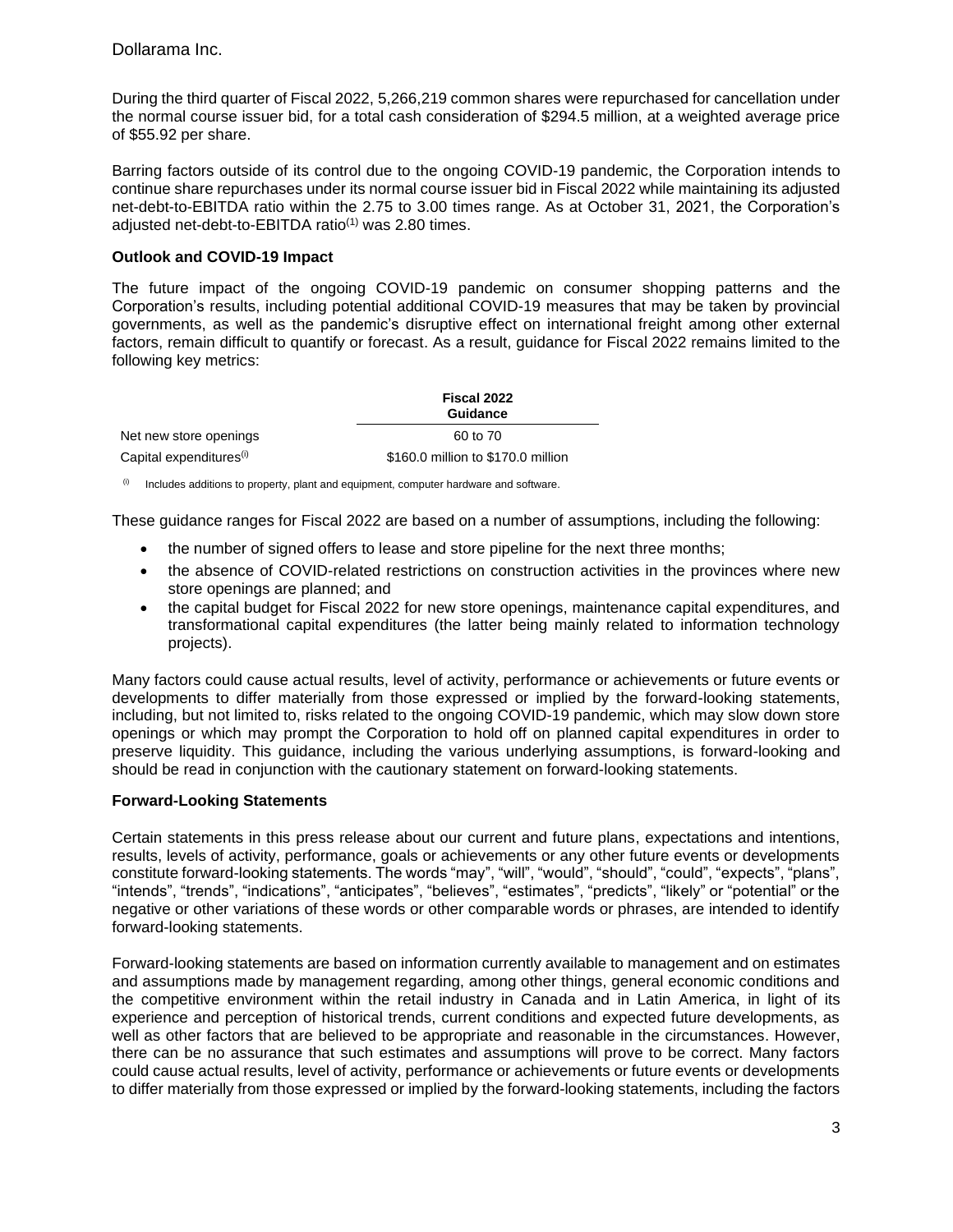During the third quarter of Fiscal 2022, 5,266,219 common shares were repurchased for cancellation under the normal course issuer bid, for a total cash consideration of $294.5 million, at a weighted average price of $55.92 per share.

Barring factors outside of its control due to the ongoing COVID-19 pandemic, the Corporation intends to continue share repurchases under its normal course issuer bid in Fiscal 2022 while maintaining its adjusted net-debt-to-EBITDA ratio within the 2.75 to 3.00 times range. As at October 31, 2021, the Corporation's adjusted net-debt-to-EBITDA ratio[(1)] was 2.80 times.

**Outlook and COVID-19 Impact**

The future impact of the ongoing COVID-19 pandemic on consumer shopping patterns and the Corporation's results, including potential additional COVID-19 measures that may be taken by provincial governments, as well as the pandemic's disruptive effect on international freight among other external factors, remain difficult to quantify or forecast. As a result, guidance for Fiscal 2022 remains limited to the following key metrics:

| | Fiscal 2022 Guidance |
|---|---|
| Net new store openings | 60 to 70 |
| Capital expenditures[(i)] | $160.0 million to $170.0 million |

(i) Includes additions to property, plant and equipment, computer hardware and software.

These guidance ranges for Fiscal 2022 are based on a number of assumptions, including the following:

- the number of signed offers to lease and store pipeline for the next three months;
- the absence of COVID-related restrictions on construction activities in the provinces where new store openings are planned; and
- the capital budget for Fiscal 2022 for new store openings, maintenance capital expenditures, and transformational capital expenditures (the latter being mainly related to information technology projects).

Many factors could cause actual results, level of activity, performance or achievements or future events or developments to differ materially from those expressed or implied by the forward-looking statements, including, but not limited to, risks related to the ongoing COVID-19 pandemic, which may slow down store openings or which may prompt the Corporation to hold off on planned capital expenditures in order to preserve liquidity. This guidance, including the various underlying assumptions, is forward-looking and should be read in conjunction with the cautionary statement on forward-looking statements.

**Forward-Looking Statements**

Certain statements in this press release about our current and future plans, expectations and intentions, results, levels of activity, performance, goals or achievements or any other future events or developments constitute forward-looking statements. The words "may", "will", "would", "should", "could", "expects", "plans", "intends", "trends", "indications", "anticipates", "believes", "estimates", "predicts", "likely" or "potential" or the negative or other variations of these words or other comparable words or phrases, are intended to identify forward-looking statements.

Forward-looking statements are based on information currently available to management and on estimates and assumptions made by management regarding, among other things, general economic conditions and the competitive environment within the retail industry in Canada and in Latin America, in light of its experience and perception of historical trends, current conditions and expected future developments, as well as other factors that are believed to be appropriate and reasonable in the circumstances. However, there can be no assurance that such estimates and assumptions will prove to be correct. Many factors could cause actual results, level of activity, performance or achievements or future events or developments to differ materially from those expressed or implied by the forward-looking statements, including the factors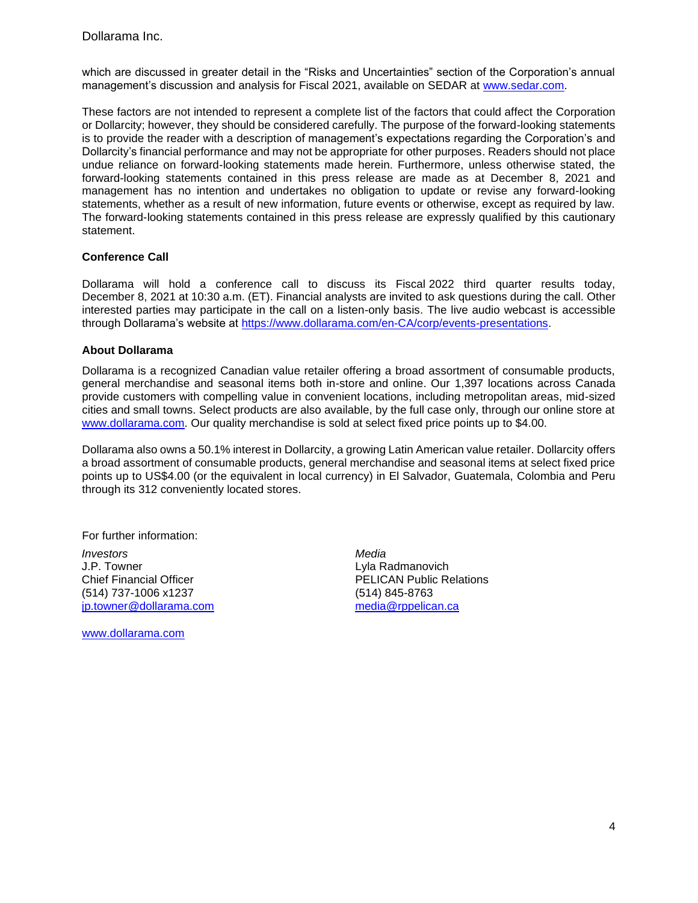which are discussed in greater detail in the "Risks and Uncertainties" section of the Corporation's annual management's discussion and analysis for Fiscal 2021, available on SEDAR at www.sedar.com.

These factors are not intended to represent a complete list of the factors that could affect the Corporation or Dollarcity; however, they should be considered carefully. The purpose of the forward-looking statements is to provide the reader with a description of management's expectations regarding the Corporation's and Dollarcity's financial performance and may not be appropriate for other purposes. Readers should not place undue reliance on forward-looking statements made herein. Furthermore, unless otherwise stated, the forward-looking statements contained in this press release are made as at December 8, 2021 and management has no intention and undertakes no obligation to update or revise any forward-looking statements, whether as a result of new information, future events or otherwise, except as required by law. The forward-looking statements contained in this press release are expressly qualified by this cautionary statement.

**Conference Call**

Dollarama will hold a conference call to discuss its Fiscal 2022 third quarter results today, December 8, 2021 at 10:30 a.m. (ET). Financial analysts are invited to ask questions during the call. Other interested parties may participate in the call on a listen-only basis. The live audio webcast is accessible through Dollarama's website at https://www.dollarama.com/en-CA/corp/events-presentations.

**About Dollarama**

Dollarama is a recognized Canadian value retailer offering a broad assortment of consumable products, general merchandise and seasonal items both in-store and online. Our 1,397 locations across Canada provide customers with compelling value in convenient locations, including metropolitan areas, mid-sized cities and small towns. Select products are also available, by the full case only, through our online store at www.dollarama.com. Our quality merchandise is sold at select fixed price points up to $4.00.

Dollarama also owns a 50.1% interest in Dollarcity, a growing Latin American value retailer. Dollarcity offers a broad assortment of consumable products, general merchandise and seasonal items at select fixed price points up to US$4.00 (or the equivalent in local currency) in El Salvador, Guatemala, Colombia and Peru through its 312 conveniently located stores.

For further information:

*Investors*
J.P. Towner
Chief Financial Officer
(514) 737-1006 x1237
jp.towner@dollarama.com

*Media*
Lyla Radmanovich
PELICAN Public Relations
(514) 845-8763
media@rppelican.ca

www.dollarama.com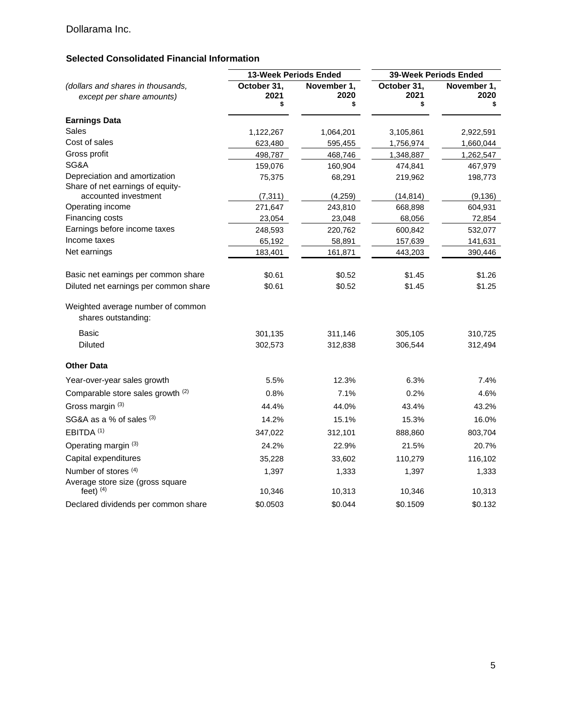Dollarama Inc.

**Selected Consolidated Financial Information**

| *(dollars and shares in thousands, except per share amounts)* | 13-Week Periods Ended | | 39-Week Periods Ended | |
|---|---|---|---|---|
| | October 31, 2021 $ | November 1, 2020 $ | October 31, 2021 $ | November 1, 2020 $ |
| **Earnings Data** | | | | |
| Sales | 1,122,267 | 1,064,201 | 3,105,861 | 2,922,591 |
| Cost of sales | 623,480 | 595,455 | 1,756,974 | 1,660,044 |
| Gross profit | 498,787 | 468,746 | 1,348,887 | 1,262,547 |
| SG&A | 159,076 | 160,904 | 474,841 | 467,979 |
| Depreciation and amortization | 75,375 | 68,291 | 219,962 | 198,773 |
| Share of net earnings of equity-accounted investment | (7,311) | (4,259) | (14,814) | (9,136) |
| Operating income | 271,647 | 243,810 | 668,898 | 604,931 |
| Financing costs | 23,054 | 23,048 | 68,056 | 72,854 |
| Earnings before income taxes | 248,593 | 220,762 | 600,842 | 532,077 |
| Income taxes | 65,192 | 58,891 | 157,639 | 141,631 |
| Net earnings | 183,401 | 161,871 | 443,203 | 390,446 |
| | | | | |
| Basic net earnings per common share | $0.61 | $0.52 | $1.45 | $1.26 |
| Diluted net earnings per common share | $0.61 | $0.52 | $1.45 | $1.25 |
| | | | | |
| Weighted average number of common shares outstanding: | | | | |
| Basic | 301,135 | 311,146 | 305,105 | 310,725 |
| Diluted | 302,573 | 312,838 | 306,544 | 312,494 |
| | | | | |
| **Other Data** | | | | |
| Year-over-year sales growth | 5.5% | 12.3% | 6.3% | 7.4% |
| Comparable store sales growth [(2)] | 0.8% | 7.1% | 0.2% | 4.6% |
| Gross margin [(3)] | 44.4% | 44.0% | 43.4% | 43.2% |
| SG&A as a % of sales [(3)] | 14.2% | 15.1% | 15.3% | 16.0% |
| EBITDA [(1)] | 347,022 | 312,101 | 888,860 | 803,704 |
| Operating margin [(3)] | 24.2% | 22.9% | 21.5% | 20.7% |
| Capital expenditures | 35,228 | 33,602 | 110,279 | 116,102 |
| Number of stores [(4)] | 1,397 | 1,333 | 1,397 | 1,333 |
| Average store size (gross square feet) [(4)] | 10,346 | 10,313 | 10,346 | 10,313 |
| Declared dividends per common share | $0.0503 | $0.044 | $0.1509 | $0.132 |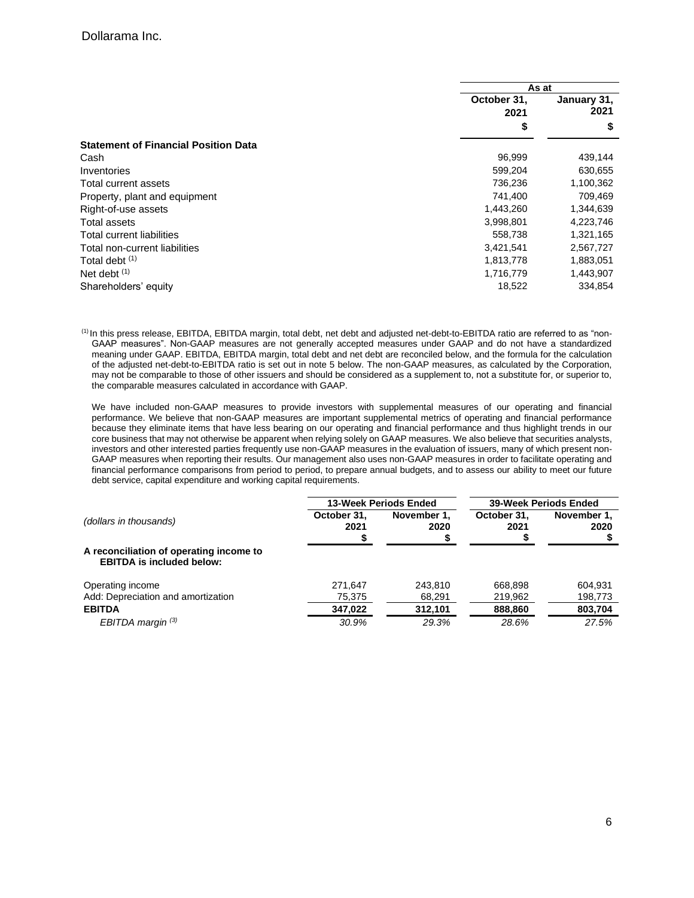|  | As at |  |
|---|---|---|
|  | October 31, 2021 | January 31, 2021 |
|  | $ | $ |
| **Statement of Financial Position Data** |  |  |
| Cash | 96,999 | 439,144 |
| Inventories | 599,204 | 630,655 |
| Total current assets | 736,236 | 1,100,362 |
| Property, plant and equipment | 741,400 | 709,469 |
| Right-of-use assets | 1,443,260 | 1,344,639 |
| Total assets | 3,998,801 | 4,223,746 |
| Total current liabilities | 558,738 | 1,321,165 |
| Total non-current liabilities | 3,421,541 | 2,567,727 |
| Total debt [(1)] | 1,813,778 | 1,883,051 |
| Net debt [(1)] | 1,716,779 | 1,443,907 |
| Shareholders' equity | 18,522 | 334,854 |

[(1)] In this press release, EBITDA, EBITDA margin, total debt, net debt and adjusted net-debt-to-EBITDA ratio are referred to as "non-GAAP measures". Non-GAAP measures are not generally accepted measures under GAAP and do not have a standardized meaning under GAAP. EBITDA, EBITDA margin, total debt and net debt are reconciled below, and the formula for the calculation of the adjusted net-debt-to-EBITDA ratio is set out in note 5 below. The non-GAAP measures, as calculated by the Corporation, may not be comparable to those of other issuers and should be considered as a supplement to, not a substitute for, or superior to, the comparable measures calculated in accordance with GAAP.

We have included non-GAAP measures to provide investors with supplemental measures of our operating and financial performance. We believe that non-GAAP measures are important supplemental metrics of operating and financial performance because they eliminate items that have less bearing on our operating and financial performance and thus highlight trends in our core business that may not otherwise be apparent when relying solely on GAAP measures. We also believe that securities analysts, investors and other interested parties frequently use non-GAAP measures in the evaluation of issuers, many of which present non-GAAP measures when reporting their results. Our management also uses non-GAAP measures in order to facilitate operating and financial performance comparisons from period to period, to prepare annual budgets, and to assess our ability to meet our future debt service, capital expenditure and working capital requirements.

|  | 13-Week Periods Ended |  | 39-Week Periods Ended |  |
|---|---|---|---|---|
| *(dollars in thousands)* | October 31, 2021 $ | November 1, 2020 $ | October 31, 2021 $ | November 1, 2020 $ |
| **A reconciliation of operating income to EBITDA is included below:** |  |  |  |  |
| Operating income | 271,647 | 243,810 | 668,898 | 604,931 |
| Add: Depreciation and amortization | 75,375 | 68,291 | 219,962 | 198,773 |
| **EBITDA** | **347,022** | **312,101** | **888,860** | **803,704** |
| *EBITDA margin [(3)]* | *30.9%* | *29.3%* | *28.6%* | *27.5%* |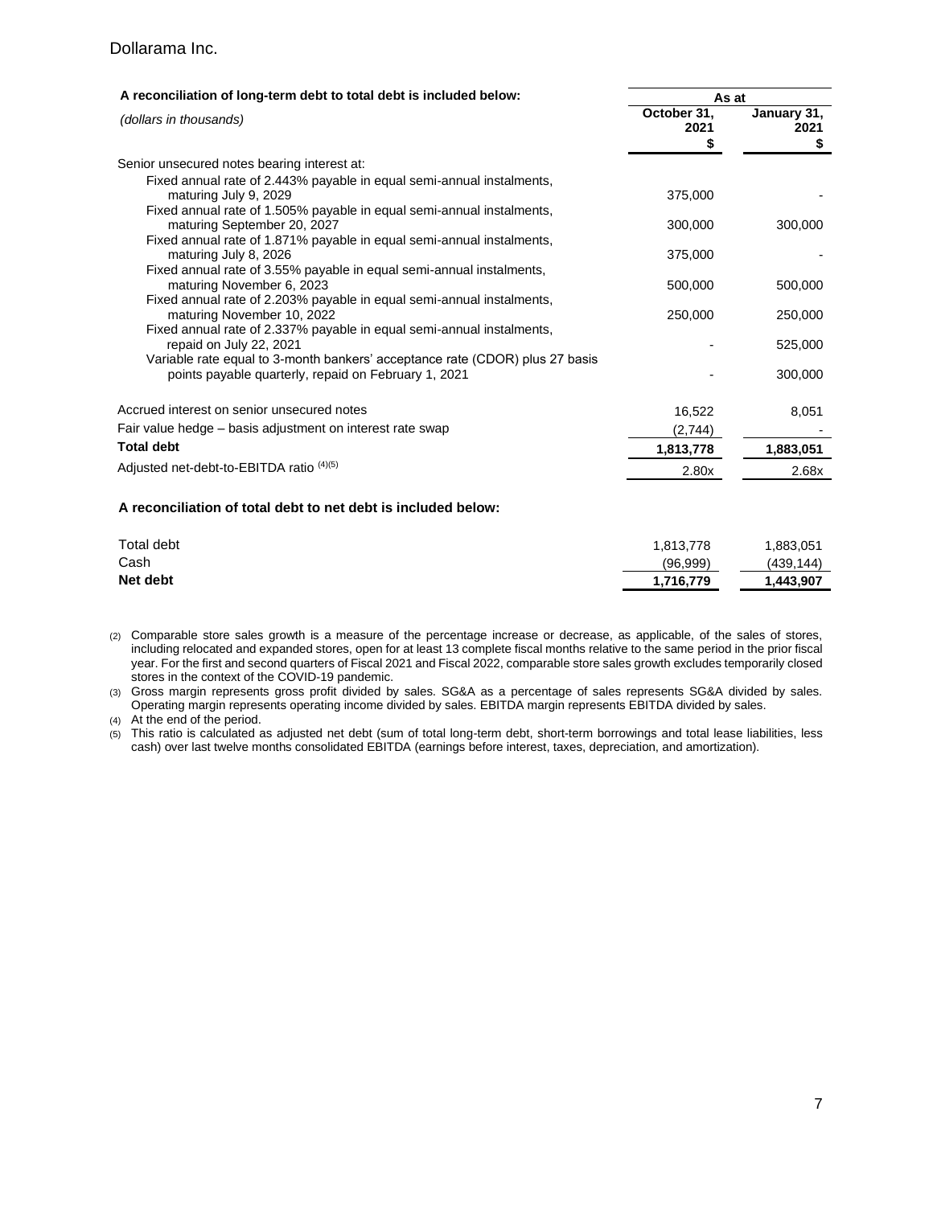Dollarama Inc.

| A reconciliation of long-term debt to total debt is included below: | As at | |
|---|---|---|
| *(dollars in thousands)* | October 31, 2021 $ | January 31, 2021 $ |
| Senior unsecured notes bearing interest at: | | |
| Fixed annual rate of 2.443% payable in equal semi-annual instalments, maturing July 9, 2029 | 375,000 | - |
| Fixed annual rate of 1.505% payable in equal semi-annual instalments, maturing September 20, 2027 | 300,000 | 300,000 |
| Fixed annual rate of 1.871% payable in equal semi-annual instalments, maturing July 8, 2026 | 375,000 | - |
| Fixed annual rate of 3.55% payable in equal semi-annual instalments, maturing November 6, 2023 | 500,000 | 500,000 |
| Fixed annual rate of 2.203% payable in equal semi-annual instalments, maturing November 10, 2022 | 250,000 | 250,000 |
| Fixed annual rate of 2.337% payable in equal semi-annual instalments, repaid on July 22, 2021 | - | 525,000 |
| Variable rate equal to 3-month bankers' acceptance rate (CDOR) plus 27 basis points payable quarterly, repaid on February 1, 2021 | - | 300,000 |
| Accrued interest on senior unsecured notes | 16,522 | 8,051 |
| Fair value hedge – basis adjustment on interest rate swap | (2,744) | - |
| **Total debt** | **1,813,778** | **1,883,051** |
| Adjusted net-debt-to-EBITDA ratio (4)(5) | 2.80x | 2.68x |

**A reconciliation of total debt to net debt is included below:**

| | | |
|---|---|---|
| Total debt | 1,813,778 | 1,883,051 |
| Cash | (96,999) | (439,144) |
| **Net debt** | **1,716,779** | **1,443,907** |

(2) Comparable store sales growth is a measure of the percentage increase or decrease, as applicable, of the sales of stores, including relocated and expanded stores, open for at least 13 complete fiscal months relative to the same period in the prior fiscal year. For the first and second quarters of Fiscal 2021 and Fiscal 2022, comparable store sales growth excludes temporarily closed stores in the context of the COVID-19 pandemic.

(3) Gross margin represents gross profit divided by sales. SG&A as a percentage of sales represents SG&A divided by sales. Operating margin represents operating income divided by sales. EBITDA margin represents EBITDA divided by sales.

(4) At the end of the period.

(5) This ratio is calculated as adjusted net debt (sum of total long-term debt, short-term borrowings and total lease liabilities, less cash) over last twelve months consolidated EBITDA (earnings before interest, taxes, depreciation, and amortization).